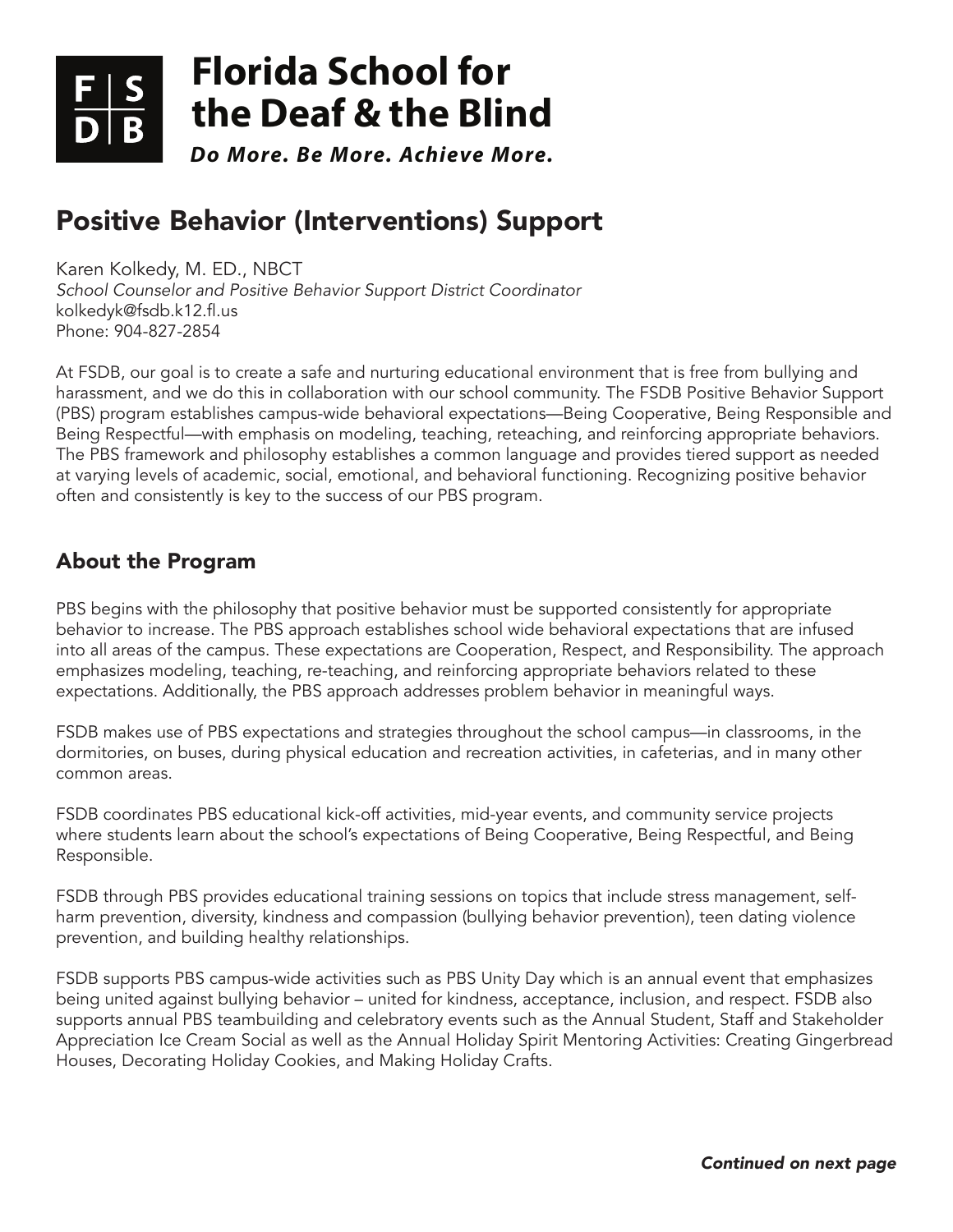# Florida School for the Deaf & the Blind

***Do More. Be More. Achieve More.***

## Positive Behavior (Interventions) Support

Karen Kolkedy, M. ED., NBCT
*School Counselor and Positive Behavior Support District Coordinator*
kolkedyk@fsdb.k12.fl.us
Phone: 904-827-2854

At FSDB, our goal is to create a safe and nurturing educational environment that is free from bullying and harassment, and we do this in collaboration with our school community. The FSDB Positive Behavior Support (PBS) program establishes campus-wide behavioral expectations—Being Cooperative, Being Responsible and Being Respectful—with emphasis on modeling, teaching, reteaching, and reinforcing appropriate behaviors. The PBS framework and philosophy establishes a common language and provides tiered support as needed at varying levels of academic, social, emotional, and behavioral functioning. Recognizing positive behavior often and consistently is key to the success of our PBS program.

### About the Program

PBS begins with the philosophy that positive behavior must be supported consistently for appropriate behavior to increase. The PBS approach establishes school wide behavioral expectations that are infused into all areas of the campus. These expectations are Cooperation, Respect, and Responsibility. The approach emphasizes modeling, teaching, re-teaching, and reinforcing appropriate behaviors related to these expectations. Additionally, the PBS approach addresses problem behavior in meaningful ways.

FSDB makes use of PBS expectations and strategies throughout the school campus—in classrooms, in the dormitories, on buses, during physical education and recreation activities, in cafeterias, and in many other common areas.

FSDB coordinates PBS educational kick-off activities, mid-year events, and community service projects where students learn about the school's expectations of Being Cooperative, Being Respectful, and Being Responsible.

FSDB through PBS provides educational training sessions on topics that include stress management, self-harm prevention, diversity, kindness and compassion (bullying behavior prevention), teen dating violence prevention, and building healthy relationships.

FSDB supports PBS campus-wide activities such as PBS Unity Day which is an annual event that emphasizes being united against bullying behavior – united for kindness, acceptance, inclusion, and respect. FSDB also supports annual PBS teambuilding and celebratory events such as the Annual Student, Staff and Stakeholder Appreciation Ice Cream Social as well as the Annual Holiday Spirit Mentoring Activities: Creating Gingerbread Houses, Decorating Holiday Cookies, and Making Holiday Crafts.

***Continued on next page***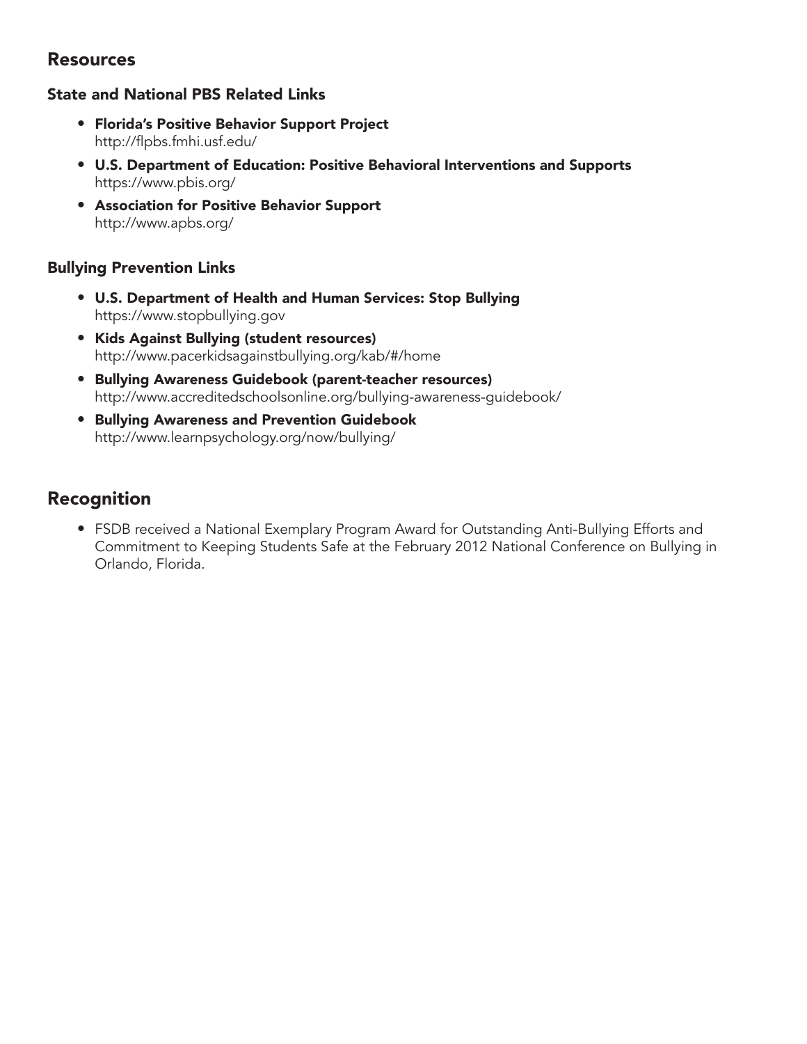## Resources

### State and National PBS Related Links

- **Florida's Positive Behavior Support Project**
  http://flpbs.fmhi.usf.edu/
- **U.S. Department of Education: Positive Behavioral Interventions and Supports**
  https://www.pbis.org/
- **Association for Positive Behavior Support**
  http://www.apbs.org/

### Bullying Prevention Links

- **U.S. Department of Health and Human Services: Stop Bullying**
  https://www.stopbullying.gov
- **Kids Against Bullying (student resources)**
  http://www.pacerkidsagainstbullying.org/kab/#/home
- **Bullying Awareness Guidebook (parent-teacher resources)**
  http://www.accreditedschoolsonline.org/bullying-awareness-guidebook/
- **Bullying Awareness and Prevention Guidebook**
  http://www.learnpsychology.org/now/bullying/

## Recognition

- FSDB received a National Exemplary Program Award for Outstanding Anti-Bullying Efforts and Commitment to Keeping Students Safe at the February 2012 National Conference on Bullying in Orlando, Florida.